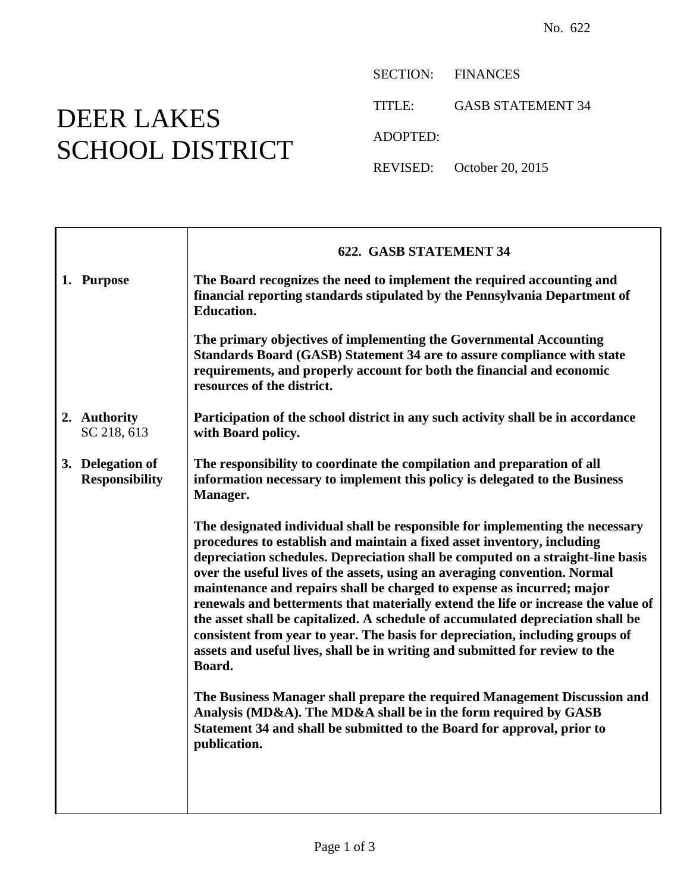No. 622

# DEER LAKES SCHOOL DISTRICT

SECTION: FINANCES

TITLE: GASB STATEMENT 34

ADOPTED:

REVISED: October 20, 2015

## 622. GASB STATEMENT 34

**1. Purpose**

**The Board recognizes the need to implement the required accounting and financial reporting standards stipulated by the Pennsylvania Department of Education.**

**The primary objectives of implementing the Governmental Accounting Standards Board (GASB) Statement 34 are to assure compliance with state requirements, and properly account for both the financial and economic resources of the district.**

**2. Authority**
SC 218, 613

**Participation of the school district in any such activity shall be in accordance with Board policy.**

**3. Delegation of Responsibility**

**The responsibility to coordinate the compilation and preparation of all information necessary to implement this policy is delegated to the Business Manager.**

**The designated individual shall be responsible for implementing the necessary procedures to establish and maintain a fixed asset inventory, including depreciation schedules. Depreciation shall be computed on a straight-line basis over the useful lives of the assets, using an averaging convention. Normal maintenance and repairs shall be charged to expense as incurred; major renewals and betterments that materially extend the life or increase the value of the asset shall be capitalized. A schedule of accumulated depreciation shall be consistent from year to year. The basis for depreciation, including groups of assets and useful lives, shall be in writing and submitted for review to the Board.**

**The Business Manager shall prepare the required Management Discussion and Analysis (MD&A). The MD&A shall be in the form required by GASB Statement 34 and shall be submitted to the Board for approval, prior to publication.**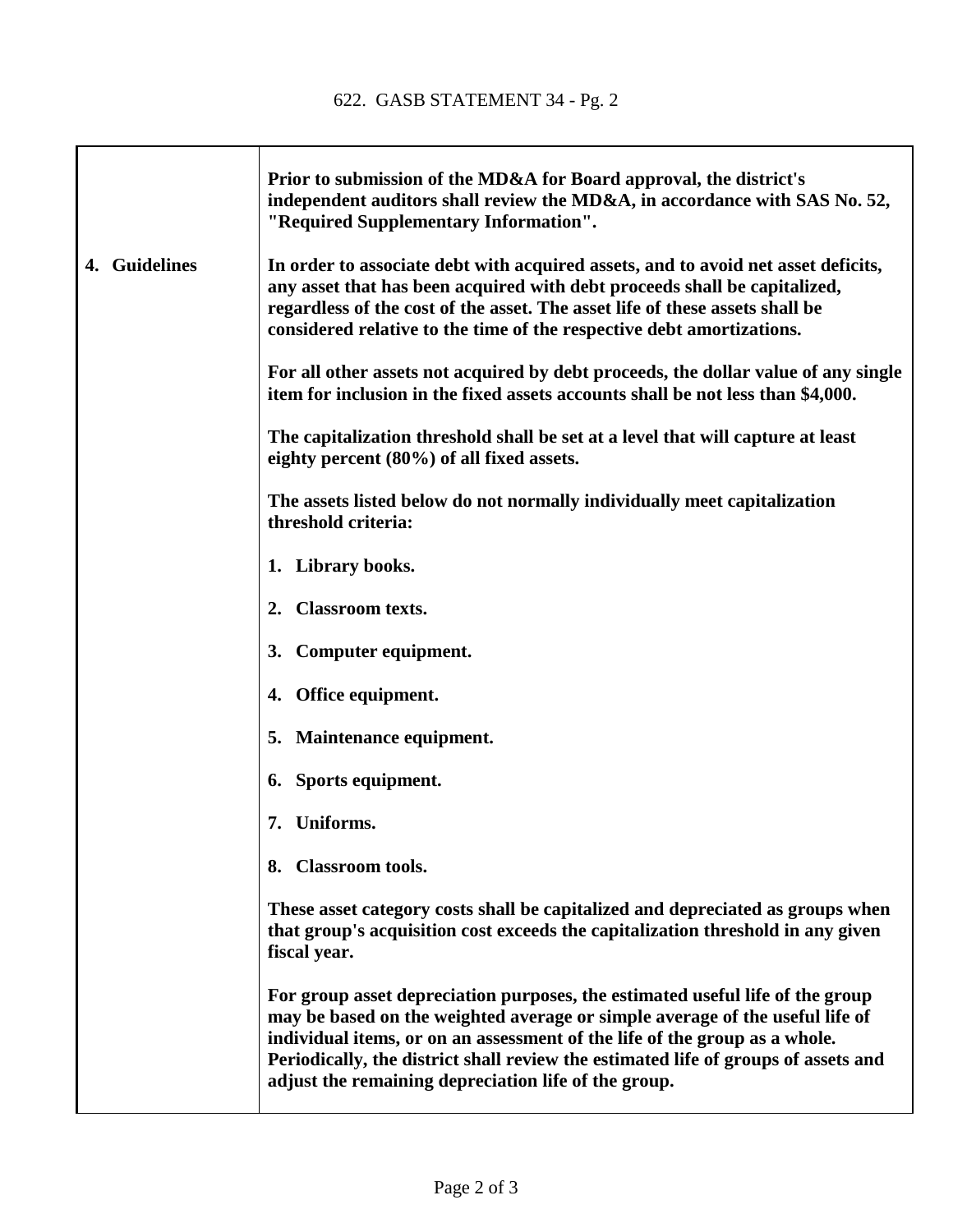**Prior to submission of the MD&A for Board approval, the district's independent auditors shall review the MD&A, in accordance with SAS No. 52, "Required Supplementary Information".**

**4. Guidelines**

**In order to associate debt with acquired assets, and to avoid net asset deficits, any asset that has been acquired with debt proceeds shall be capitalized, regardless of the cost of the asset. The asset life of these assets shall be considered relative to the time of the respective debt amortizations.**

**For all other assets not acquired by debt proceeds, the dollar value of any single item for inclusion in the fixed assets accounts shall be not less than $4,000.**

**The capitalization threshold shall be set at a level that will capture at least eighty percent (80%) of all fixed assets.**

**The assets listed below do not normally individually meet capitalization threshold criteria:**

1. **Library books.**
2. **Classroom texts.**
3. **Computer equipment.**
4. **Office equipment.**
5. **Maintenance equipment.**
6. **Sports equipment.**
7. **Uniforms.**
8. **Classroom tools.**

**These asset category costs shall be capitalized and depreciated as groups when that group's acquisition cost exceeds the capitalization threshold in any given fiscal year.**

**For group asset depreciation purposes, the estimated useful life of the group may be based on the weighted average or simple average of the useful life of individual items, or on an assessment of the life of the group as a whole. Periodically, the district shall review the estimated life of groups of assets and adjust the remaining depreciation life of the group.**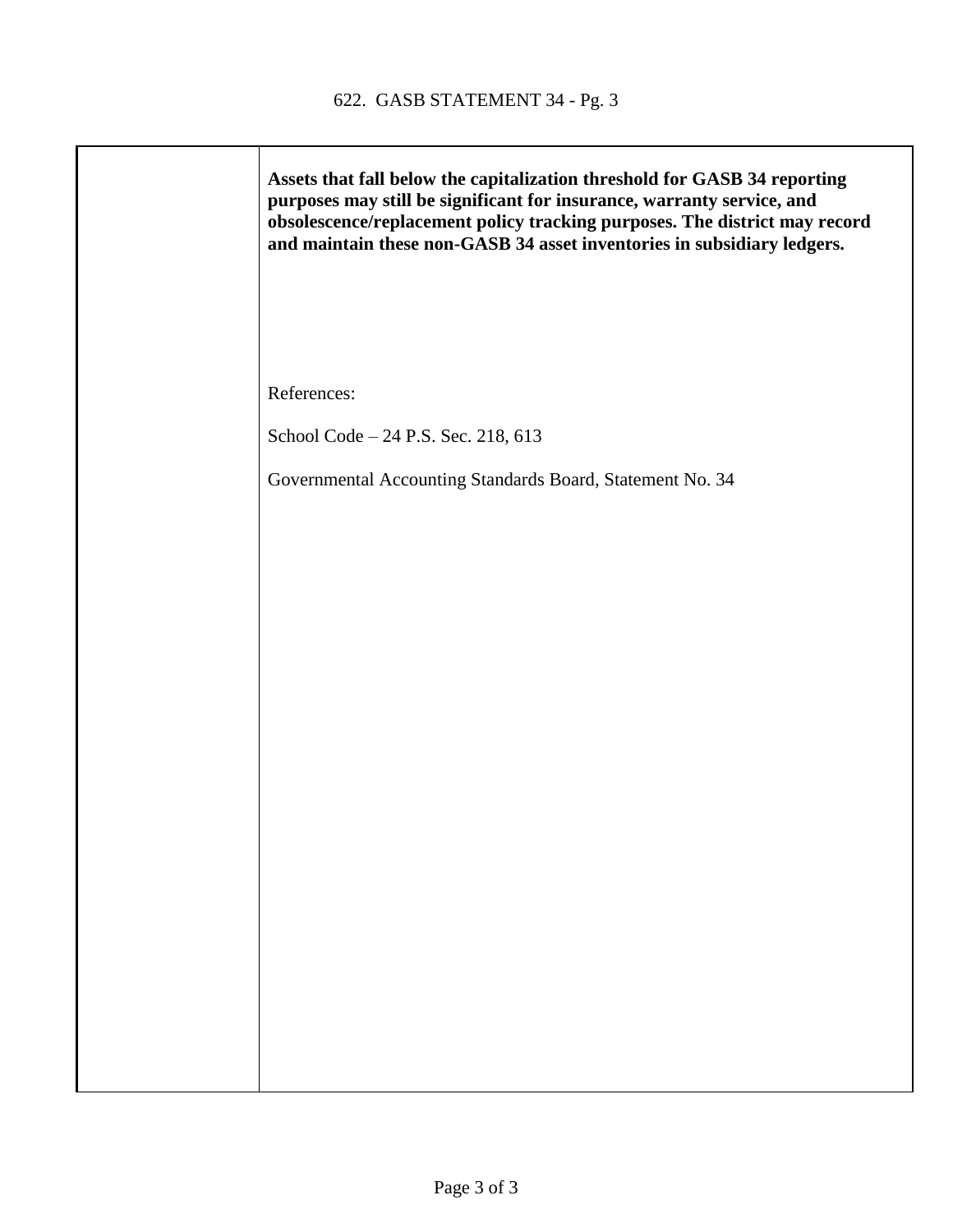**Assets that fall below the capitalization threshold for GASB 34 reporting purposes may still be significant for insurance, warranty service, and obsolescence/replacement policy tracking purposes. The district may record and maintain these non-GASB 34 asset inventories in subsidiary ledgers.**

References:

School Code – 24 P.S. Sec. 218, 613

Governmental Accounting Standards Board, Statement No. 34